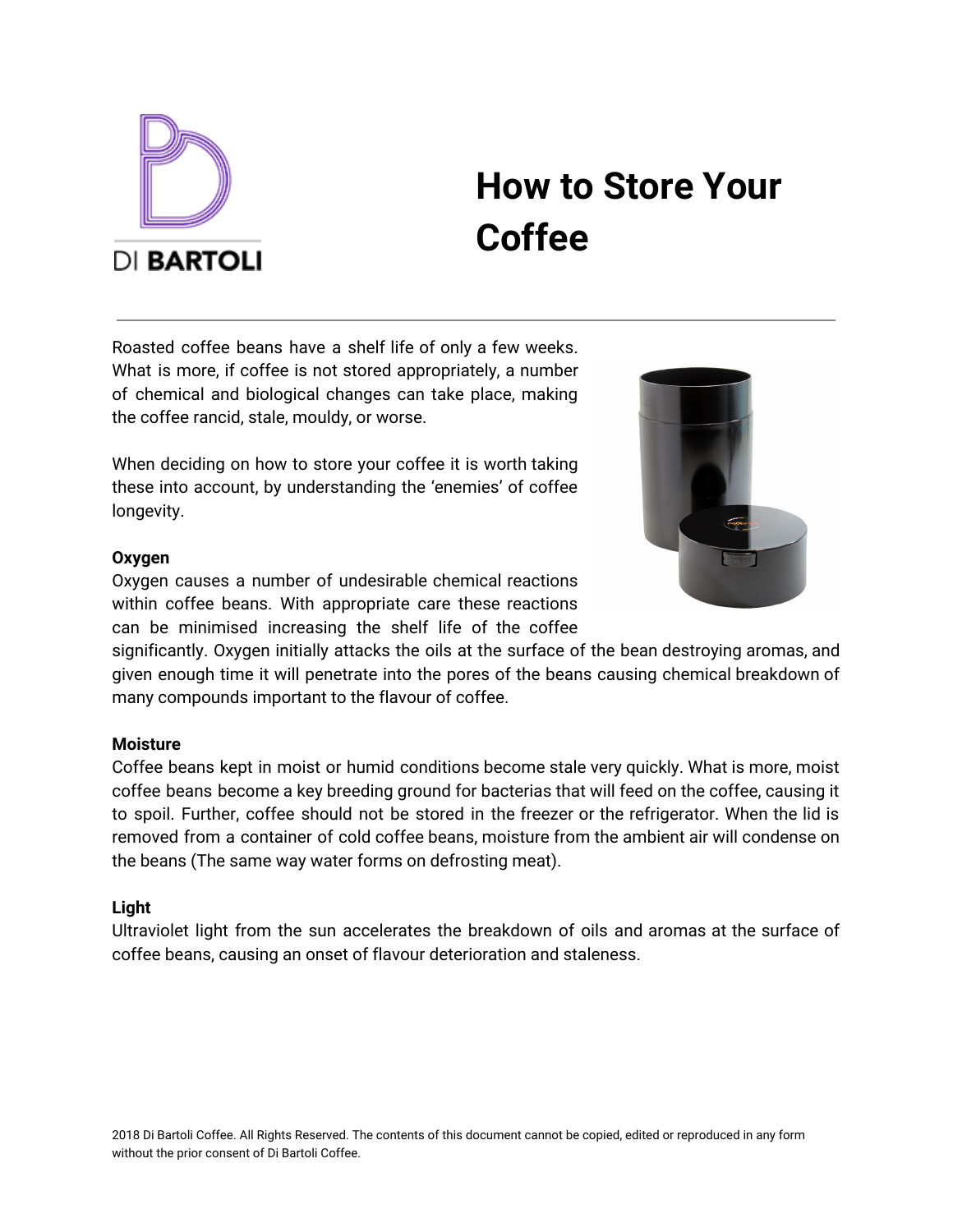DI BARTOLI

# How to Store Your Coffee

Roasted coffee beans have a shelf life of only a few weeks. What is more, if coffee is not stored appropriately, a number of chemical and biological changes can take place, making the coffee rancid, stale, mouldy, or worse.

When deciding on how to store your coffee it is worth taking these into account, by understanding the 'enemies' of coffee longevity.

**Oxygen**

Oxygen causes a number of undesirable chemical reactions within coffee beans. With appropriate care these reactions can be minimised increasing the shelf life of the coffee significantly. Oxygen initially attacks the oils at the surface of the bean destroying aromas, and given enough time it will penetrate into the pores of the beans causing chemical breakdown of many compounds important to the flavour of coffee.

**Moisture**

Coffee beans kept in moist or humid conditions become stale very quickly. What is more, moist coffee beans become a key breeding ground for bacterias that will feed on the coffee, causing it to spoil. Further, coffee should not be stored in the freezer or the refrigerator. When the lid is removed from a container of cold coffee beans, moisture from the ambient air will condense on the beans (The same way water forms on defrosting meat).

**Light**

Ultraviolet light from the sun accelerates the breakdown of oils and aromas at the surface of coffee beans, causing an onset of flavour deterioration and staleness.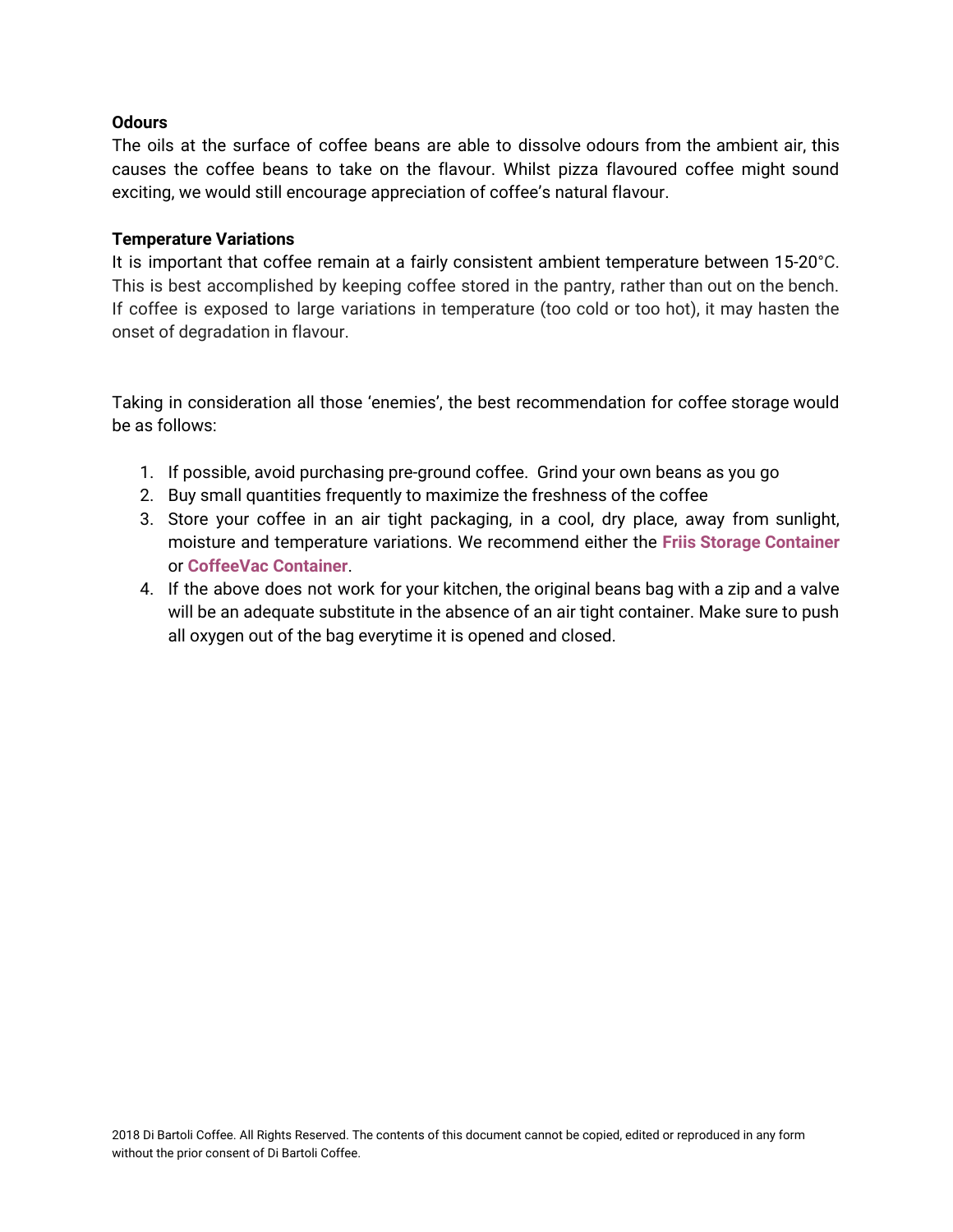**Odours**

The oils at the surface of coffee beans are able to dissolve odours from the ambient air, this causes the coffee beans to take on the flavour. Whilst pizza flavoured coffee might sound exciting, we would still encourage appreciation of coffee's natural flavour.

**Temperature Variations**

It is important that coffee remain at a fairly consistent ambient temperature between 15-20°C. This is best accomplished by keeping coffee stored in the pantry, rather than out on the bench. If coffee is exposed to large variations in temperature (too cold or too hot), it may hasten the onset of degradation in flavour.

Taking in consideration all those 'enemies', the best recommendation for coffee storage would be as follows:

1. If possible, avoid purchasing pre-ground coffee. Grind your own beans as you go
2. Buy small quantities frequently to maximize the freshness of the coffee
3. Store your coffee in an air tight packaging, in a cool, dry place, away from sunlight, moisture and temperature variations. We recommend either the **Friis Storage Container** or **CoffeeVac Container**.
4. If the above does not work for your kitchen, the original beans bag with a zip and a valve will be an adequate substitute in the absence of an air tight container. Make sure to push all oxygen out of the bag everytime it is opened and closed.

2018 Di Bartoli Coffee. All Rights Reserved. The contents of this document cannot be copied, edited or reproduced in any form without the prior consent of Di Bartoli Coffee.